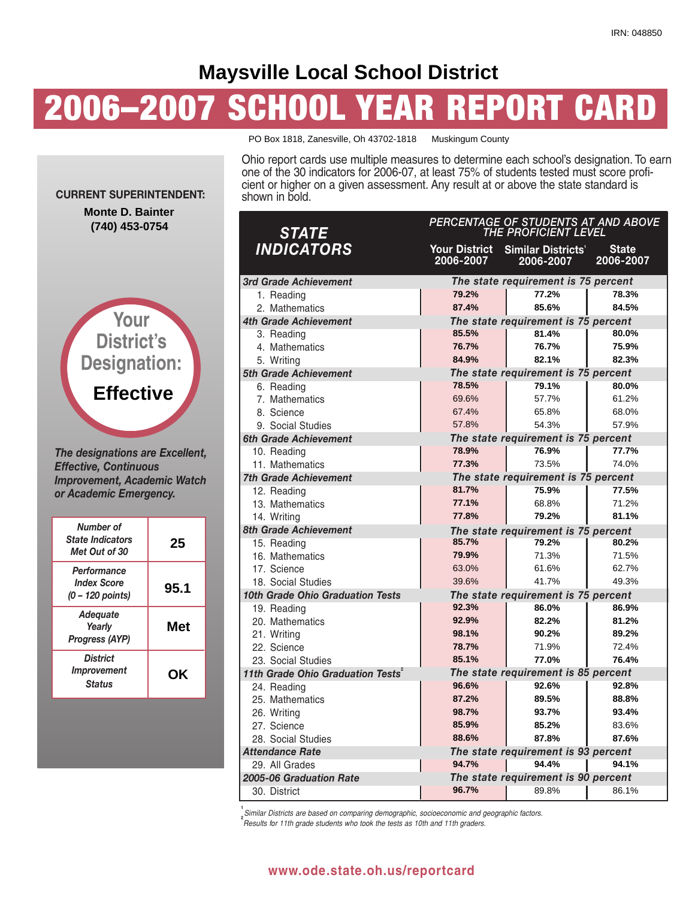IRN: 048850

# Maysville Local School District

# 2006–2007 SCHOOL YEAR REPORT CARD

PO Box 1818, Zanesville, Oh 43702-1818     Muskingum County

**CURRENT SUPERINTENDENT:**

**Monte D. Bainter**
**(740) 453-0754**

**Your District's Designation: Effective**

*The designations are Excellent, Effective, Continuous Improvement, Academic Watch or Academic Emergency.*

| | |
|---|---|
| *Number of State Indicators Met Out of 30* | **25** |
| *Performance Index Score (0 – 120 points)* | **95.1** |
| *Adequate Yearly Progress (AYP)* | **Met** |
| *District Improvement Status* | **OK** |

Ohio report cards use multiple measures to determine each school's designation. To earn one of the 30 indicators for 2006-07, at least 75% of students tested must score proficient or higher on a given assessment. Any result at or above the state standard is shown in bold.

| STATE INDICATORS | PERCENTAGE OF STUDENTS AT AND ABOVE THE PROFICIENT LEVEL | | |
|---|---|---|---|
| | Your District 2006-2007 | Similar Districts[1] 2006-2007 | State 2006-2007 |
| ***3rd Grade Achievement*** | *The state requirement is 75 percent* | | |
| 1. Reading | **79.2%** | **77.2%** | **78.3%** |
| 2. Mathematics | **87.4%** | **85.6%** | **84.5%** |
| ***4th Grade Achievement*** | *The state requirement is 75 percent* | | |
| 3. Reading | **85.5%** | **81.4%** | **80.0%** |
| 4. Mathematics | **76.7%** | **76.7%** | **75.9%** |
| 5. Writing | **84.9%** | **82.1%** | **82.3%** |
| ***5th Grade Achievement*** | *The state requirement is 75 percent* | | |
| 6. Reading | **78.5%** | **79.1%** | **80.0%** |
| 7. Mathematics | 69.6% | 57.7% | 61.2% |
| 8. Science | 67.4% | 65.8% | 68.0% |
| 9. Social Studies | 57.8% | 54.3% | 57.9% |
| ***6th Grade Achievement*** | *The state requirement is 75 percent* | | |
| 10. Reading | **78.9%** | **76.9%** | **77.7%** |
| 11. Mathematics | **77.3%** | 73.5% | 74.0% |
| ***7th Grade Achievement*** | *The state requirement is 75 percent* | | |
| 12. Reading | **81.7%** | **75.9%** | **77.5%** |
| 13. Mathematics | **77.1%** | 68.8% | 71.2% |
| 14. Writing | **77.8%** | **79.2%** | **81.1%** |
| ***8th Grade Achievement*** | *The state requirement is 75 percent* | | |
| 15. Reading | **85.7%** | **79.2%** | **80.2%** |
| 16. Mathematics | **79.9%** | 71.3% | 71.5% |
| 17. Science | 63.0% | 61.6% | 62.7% |
| 18. Social Studies | 39.6% | 41.7% | 49.3% |
| ***10th Grade Ohio Graduation Tests*** | *The state requirement is 75 percent* | | |
| 19. Reading | **92.3%** | **86.0%** | **86.9%** |
| 20. Mathematics | **92.9%** | **82.2%** | **81.2%** |
| 21. Writing | **98.1%** | **90.2%** | **89.2%** |
| 22. Science | **78.7%** | 71.9% | 72.4% |
| 23. Social Studies | **85.1%** | **77.0%** | **76.4%** |
| ***11th Grade Ohio Graduation Tests***[2] | *The state requirement is 85 percent* | | |
| 24. Reading | **96.6%** | **92.6%** | **92.8%** |
| 25. Mathematics | **87.2%** | **89.5%** | **88.8%** |
| 26. Writing | **98.7%** | **93.7%** | **93.4%** |
| 27. Science | **85.9%** | **85.2%** | 83.6% |
| 28. Social Studies | **88.6%** | **87.8%** | **87.6%** |
| ***Attendance Rate*** | *The state requirement is 93 percent* | | |
| 29. All Grades | **94.7%** | **94.4%** | **94.1%** |
| ***2005-06 Graduation Rate*** | *The state requirement is 90 percent* | | |
| 30. District | **96.7%** | 89.8% | 86.1% |

[1] *Similar Districts are based on comparing demographic, socioeconomic and geographic factors.*
[2] *Results for 11th grade students who took the tests as 10th and 11th graders.*

**www.ode.state.oh.us/reportcard**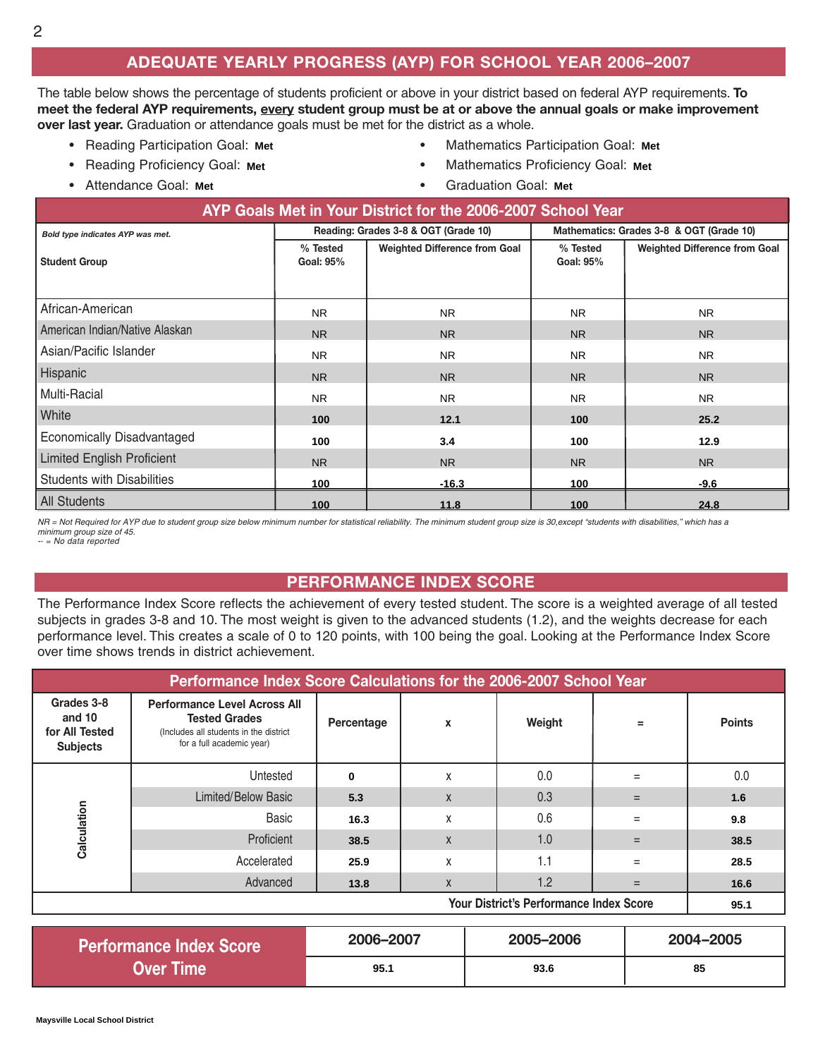## ADEQUATE YEARLY PROGRESS (AYP) FOR SCHOOL YEAR 2006–2007

The table below shows the percentage of students proficient or above in your district based on federal AYP requirements. **To meet the federal AYP requirements, every student group must be at or above the annual goals or make improvement over last year.** Graduation or attendance goals must be met for the district as a whole.

- Reading Participation Goal: **Met**
- Reading Proficiency Goal: **Met**
- Attendance Goal: **Met**
- Mathematics Participation Goal: **Met**
- Mathematics Proficiency Goal: **Met**
- Graduation Goal: **Met**

### AYP Goals Met in Your District for the 2006-2007 School Year

| *Bold type indicates AYP was met.* | Reading: Grades 3-8 & OGT (Grade 10) | | Mathematics: Grades 3-8 & OGT (Grade 10) | |
|---|---|---|---|---|
| Student Group | % Tested Goal: 95% | Weighted Difference from Goal | % Tested Goal: 95% | Weighted Difference from Goal |
| African-American | NR | NR | NR | NR |
| American Indian/Native Alaskan | NR | NR | NR | NR |
| Asian/Pacific Islander | NR | NR | NR | NR |
| Hispanic | NR | NR | NR | NR |
| Multi-Racial | NR | NR | NR | NR |
| White | **100** | **12.1** | **100** | **25.2** |
| Economically Disadvantaged | **100** | **3.4** | **100** | **12.9** |
| Limited English Proficient | NR | NR | NR | NR |
| Students with Disabilities | **100** | **-16.3** | **100** | **-9.6** |
| All Students | **100** | **11.8** | **100** | **24.8** |

*NR = Not Required for AYP due to student group size below minimum number for statistical reliability. The minimum student group size is 30,except "students with disabilities," which has a minimum group size of 45.*
*-- = No data reported*

## PERFORMANCE INDEX SCORE

The Performance Index Score reflects the achievement of every tested student. The score is a weighted average of all tested subjects in grades 3-8 and 10. The most weight is given to the advanced students (1.2), and the weights decrease for each performance level. This creates a scale of 0 to 120 points, with 100 being the goal. Looking at the Performance Index Score over time shows trends in district achievement.

### Performance Index Score Calculations for the 2006-2007 School Year

| Grades 3-8 and 10 for All Tested Subjects | Performance Level Across All Tested Grades (Includes all students in the district for a full academic year) | Percentage | x | Weight | = | Points |
|---|---|---|---|---|---|---|
| Calculation | Untested | **0** | x | 0.0 | = | 0.0 |
| | Limited/Below Basic | **5.3** | x | 0.3 | = | **1.6** |
| | Basic | **16.3** | x | 0.6 | = | **9.8** |
| | Proficient | **38.5** | x | 1.0 | = | **38.5** |
| | Accelerated | **25.9** | x | 1.1 | = | **28.5** |
| | Advanced | **13.8** | x | 1.2 | = | **16.6** |
| | | | | | Your District's Performance Index Score | **95.1** |

| Performance Index Score Over Time | 2006–2007 | 2005–2006 | 2004–2005 |
|---|---|---|---|
| | **95.1** | **93.6** | **85** |

Maysville Local School District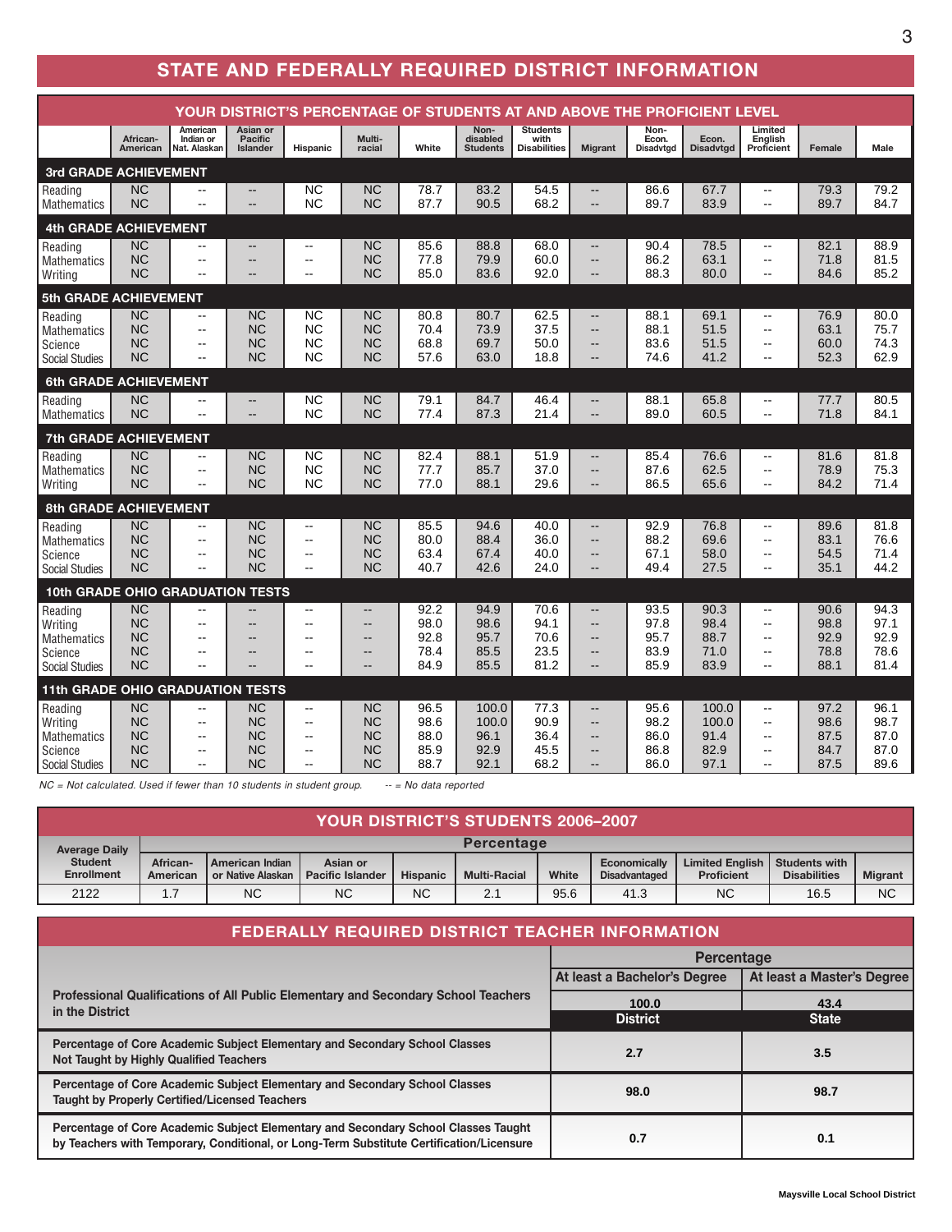## STATE AND FEDERALLY REQUIRED DISTRICT INFORMATION

### YOUR DISTRICT'S PERCENTAGE OF STUDENTS AT AND ABOVE THE PROFICIENT LEVEL

| | African-American | American Indian or Nat. Alaskan | Asian or Pacific Islander | Hispanic | Multi-racial | White | Non-disabled Students | Students with Disabilities | Migrant | Non-Econ. Disadvtgd | Econ. Disadvtgd | Limited English Proficient | Female | Male |
|---|---|---|---|---|---|---|---|---|---|---|---|---|---|---|
| **3rd GRADE ACHIEVEMENT** | | | | | | | | | | | | | | |
| Reading | NC | -- | -- | NC | NC | 78.7 | 83.2 | 54.5 | -- | 86.6 | 67.7 | -- | 79.3 | 79.2 |
| Mathematics | NC | -- | -- | NC | NC | 87.7 | 90.5 | 68.2 | -- | 89.7 | 83.9 | -- | 89.7 | 84.7 |
| **4th GRADE ACHIEVEMENT** | | | | | | | | | | | | | | |
| Reading | NC | -- | -- | -- | NC | 85.6 | 88.8 | 68.0 | -- | 90.4 | 78.5 | -- | 82.1 | 88.9 |
| Mathematics | NC | -- | -- | -- | NC | 77.8 | 79.9 | 60.0 | -- | 86.2 | 63.1 | -- | 71.8 | 81.5 |
| Writing | NC | -- | -- | -- | NC | 85.0 | 83.6 | 92.0 | -- | 88.3 | 80.0 | -- | 84.6 | 85.2 |
| **5th GRADE ACHIEVEMENT** | | | | | | | | | | | | | | |
| Reading | NC | -- | NC | NC | NC | 80.8 | 80.7 | 62.5 | -- | 88.1 | 69.1 | -- | 76.9 | 80.0 |
| Mathematics | NC | -- | NC | NC | NC | 70.4 | 73.9 | 37.5 | -- | 88.1 | 51.5 | -- | 63.1 | 75.7 |
| Science | NC | -- | NC | NC | NC | 68.8 | 69.7 | 50.0 | -- | 83.6 | 51.5 | -- | 60.0 | 74.3 |
| Social Studies | NC | -- | NC | NC | NC | 57.6 | 63.0 | 18.8 | -- | 74.6 | 41.2 | -- | 52.3 | 62.9 |
| **6th GRADE ACHIEVEMENT** | | | | | | | | | | | | | | |
| Reading | NC | -- | -- | NC | NC | 79.1 | 84.7 | 46.4 | -- | 88.1 | 65.8 | -- | 77.7 | 80.5 |
| Mathematics | NC | -- | -- | NC | NC | 77.4 | 87.3 | 21.4 | -- | 89.0 | 60.5 | -- | 71.8 | 84.1 |
| **7th GRADE ACHIEVEMENT** | | | | | | | | | | | | | | |
| Reading | NC | -- | NC | NC | NC | 82.4 | 88.1 | 51.9 | -- | 85.4 | 76.6 | -- | 81.6 | 81.8 |
| Mathematics | NC | -- | NC | NC | NC | 77.7 | 85.7 | 37.0 | -- | 87.6 | 62.5 | -- | 78.9 | 75.3 |
| Writing | NC | -- | NC | NC | NC | 77.0 | 88.1 | 29.6 | -- | 86.5 | 65.6 | -- | 84.2 | 71.4 |
| **8th GRADE ACHIEVEMENT** | | | | | | | | | | | | | | |
| Reading | NC | -- | NC | -- | NC | 85.5 | 94.6 | 40.0 | -- | 92.9 | 76.8 | -- | 89.6 | 81.8 |
| Mathematics | NC | -- | NC | -- | NC | 80.0 | 88.4 | 36.0 | -- | 88.2 | 69.6 | -- | 83.1 | 76.6 |
| Science | NC | -- | NC | -- | NC | 63.4 | 67.4 | 40.0 | -- | 67.1 | 58.0 | -- | 54.5 | 71.4 |
| Social Studies | NC | -- | NC | -- | NC | 40.7 | 42.6 | 24.0 | -- | 49.4 | 27.5 | -- | 35.1 | 44.2 |
| **10th GRADE OHIO GRADUATION TESTS** | | | | | | | | | | | | | | |
| Reading | NC | -- | -- | -- | -- | 92.2 | 94.9 | 70.6 | -- | 93.5 | 90.3 | -- | 90.6 | 94.3 |
| Writing | NC | -- | -- | -- | -- | 98.0 | 98.6 | 94.1 | -- | 97.8 | 98.4 | -- | 98.8 | 97.1 |
| Mathematics | NC | -- | -- | -- | -- | 92.8 | 95.7 | 70.6 | -- | 95.7 | 88.7 | -- | 92.9 | 92.9 |
| Science | NC | -- | -- | -- | -- | 78.4 | 85.5 | 23.5 | -- | 83.9 | 71.0 | -- | 78.8 | 78.6 |
| Social Studies | NC | -- | -- | -- | -- | 84.9 | 85.5 | 81.2 | -- | 85.9 | 83.9 | -- | 88.1 | 81.4 |
| **11th GRADE OHIO GRADUATION TESTS** | | | | | | | | | | | | | | |
| Reading | NC | -- | NC | -- | NC | 96.5 | 100.0 | 77.3 | -- | 95.6 | 100.0 | -- | 97.2 | 96.1 |
| Writing | NC | -- | NC | -- | NC | 98.6 | 100.0 | 90.9 | -- | 98.2 | 100.0 | -- | 98.6 | 98.7 |
| Mathematics | NC | -- | NC | -- | NC | 88.0 | 96.1 | 36.4 | -- | 86.0 | 91.4 | -- | 87.5 | 87.0 |
| Science | NC | -- | NC | -- | NC | 85.9 | 92.9 | 45.5 | -- | 86.8 | 82.9 | -- | 84.7 | 87.0 |
| Social Studies | NC | -- | NC | -- | NC | 88.7 | 92.1 | 68.2 | -- | 86.0 | 97.1 | -- | 87.5 | 89.6 |

*NC = Not calculated. Used if fewer than 10 students in student group.* *-- = No data reported*

### YOUR DISTRICT'S STUDENTS 2006–2007

| Average Daily Student Enrollment | Percentage | | | | | | | | | |
|---|---|---|---|---|---|---|---|---|---|---|
| | African-American | American Indian or Native Alaskan | Asian or Pacific Islander | Hispanic | Multi-Racial | White | Economically Disadvantaged | Limited English Proficient | Students with Disabilities | Migrant |
| 2122 | 1.7 | NC | NC | NC | 2.1 | 95.6 | 41.3 | NC | 16.5 | NC |

### FEDERALLY REQUIRED DISTRICT TEACHER INFORMATION

| | Percentage | |
|---|---|---|
| | At least a Bachelor's Degree | At least a Master's Degree |
| **Professional Qualifications of All Public Elementary and Secondary School Teachers in the District** | 100.0 | 43.4 |
| | **District** | **State** |
| **Percentage of Core Academic Subject Elementary and Secondary School Classes Not Taught by Highly Qualified Teachers** | 2.7 | 3.5 |
| **Percentage of Core Academic Subject Elementary and Secondary School Classes Taught by Properly Certified/Licensed Teachers** | 98.0 | 98.7 |
| **Percentage of Core Academic Subject Elementary and Secondary School Classes Taught by Teachers with Temporary, Conditional, or Long-Term Substitute Certification/Licensure** | 0.7 | 0.1 |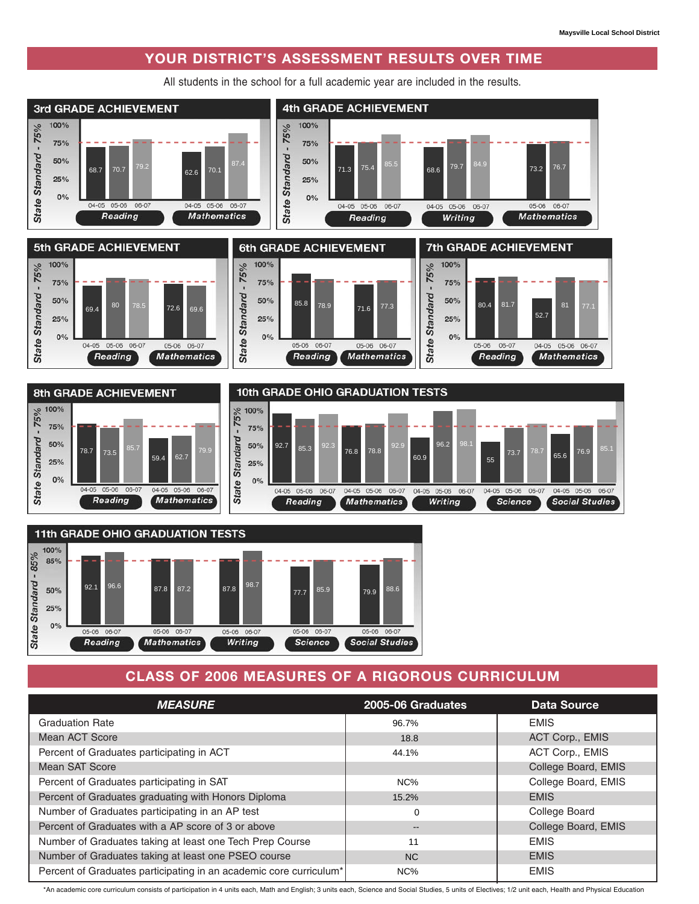## YOUR DISTRICT'S ASSESSMENT RESULTS OVER TIME

All students in the school for a full academic year are included in the results.

### 3rd GRADE ACHIEVEMENT

State Standard - 75%
100% 75% 50% 25% 0%
68.7 70.7 79.2 | 62.6 70.1 87.4
04-05 05-06 06-07 | 04-05 05-06 06-07
Reading | Mathematics

### 4th GRADE ACHIEVEMENT

State Standard - 75%
100% 75% 50% 25% 0%
71.3 75.4 85.5 | 68.6 79.7 84.9 | 73.2 76.7
04-05 05-06 06-07 | 04-05 05-06 06-07 | 05-06 06-07
Reading | Writing | Mathematics

### 5th GRADE ACHIEVEMENT

State Standard - 75%
100% 75% 50% 25% 0%
69.4 80 78.5 | 72.6 69.6
04-05 05-06 06-07 | 05-06 06-07
Reading | Mathematics

### 6th GRADE ACHIEVEMENT

State Standard - 75%
100% 75% 50% 25% 0%
85.8 78.9 | 71.6 77.3
05-06 06-07 | 05-06 06-07
Reading | Mathematics

### 7th GRADE ACHIEVEMENT

State Standard - 75%
100% 75% 50% 25% 0%
80.4 81.7 | 52.7 81 77.1
05-06 06-07 | 04-05 05-06 06-07
Reading | Mathematics

### 8th GRADE ACHIEVEMENT

State Standard - 75%
100% 75% 50% 25% 0%
78.7 73.5 85.7 | 59.4 62.7 79.9
04-05 05-06 06-07 | 04-05 05-06 06-07
Reading | Mathematics

### 10th GRADE OHIO GRADUATION TESTS

State Standard - 75%
100% 75% 50% 25% 0%
92.7 85.3 92.3 | 76.8 78.8 92.9 | 60.9 96.2 98.1 | 55 73.7 78.7 | 65.6 76.9 85.1
04-05 05-06 06-07 | 04-05 05-06 06-07 | 04-05 05-06 06-07 | 04-05 05-06 06-07 | 04-05 05-05 06-07
Reading | Mathematics | Writing | Science | Social Studies

### 11th GRADE OHIO GRADUATION TESTS

State Standard - 85%
100% 85% 50% 25% 0%
92.1 96.6 | 87.8 87.2 | 87.8 98.7 | 77.7 85.9 | 79.9 88.6
05-06 06-07 | 05-06 06-07 | 05-06 06-07 | 05-06 06-07 | 05-06 06-07
Reading | Mathematics | Writing | Science | Social Studies

## CLASS OF 2006 MEASURES OF A RIGOROUS CURRICULUM

| *MEASURE* | 2005-06 Graduates | Data Source |
|---|---|---|
| Graduation Rate | 96.7% | EMIS |
| Mean ACT Score | 18.8 | ACT Corp., EMIS |
| Percent of Graduates participating in ACT | 44.1% | ACT Corp., EMIS |
| Mean SAT Score | | College Board, EMIS |
| Percent of Graduates participating in SAT | NC% | College Board, EMIS |
| Percent of Graduates graduating with Honors Diploma | 15.2% | EMIS |
| Number of Graduates participating in an AP test | 0 | College Board |
| Percent of Graduates with a AP score of 3 or above | -- | College Board, EMIS |
| Number of Graduates taking at least one Tech Prep Course | 11 | EMIS |
| Number of Graduates taking at least one PSEO course | NC | EMIS |
| Percent of Graduates participating in an academic core curriculum* | NC% | EMIS |

*An academic core curriculum consists of participation in 4 units each, Math and English; 3 units each, Science and Social Studies, 5 units of Electives; 1/2 unit each, Health and Physical Education